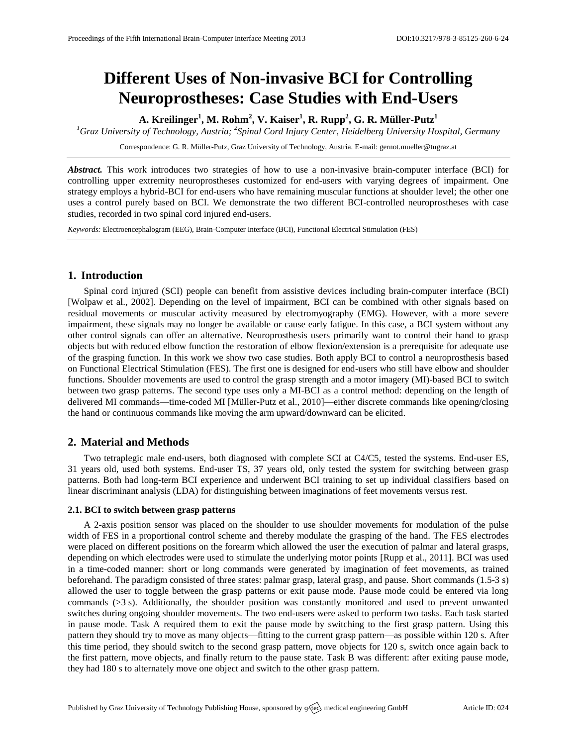# Different Uses of Non-invasive BCI for Controlling Neuroprostheses: Case Studies with End-Users

**A. Kreilinger[1], M. Rohm[2], V. Kaiser[1], R. Rupp[2], G. R. Müller-Putz[1]**

*[1]Graz University of Technology, Austria; [2]Spinal Cord Injury Center, Heidelberg University Hospital, Germany*

Correspondence: G. R. Müller-Putz, Graz University of Technology, Austria. E-mail: gernot.mueller@tugraz.at

***Abstract.*** This work introduces two strategies of how to use a non-invasive brain-computer interface (BCI) for controlling upper extremity neuroprostheses customized for end-users with varying degrees of impairment. One strategy employs a hybrid-BCI for end-users who have remaining muscular functions at shoulder level; the other one uses a control purely based on BCI. We demonstrate the two different BCI-controlled neuroprostheses with case studies, recorded in two spinal cord injured end-users.

*Keywords:* Electroencephalogram (EEG), Brain-Computer Interface (BCI), Functional Electrical Stimulation (FES)

## 1. Introduction

Spinal cord injured (SCI) people can benefit from assistive devices including brain-computer interface (BCI) [Wolpaw et al., 2002]. Depending on the level of impairment, BCI can be combined with other signals based on residual movements or muscular activity measured by electromyography (EMG). However, with a more severe impairment, these signals may no longer be available or cause early fatigue. In this case, a BCI system without any other control signals can offer an alternative. Neuroprosthesis users primarily want to control their hand to grasp objects but with reduced elbow function the restoration of elbow flexion/extension is a prerequisite for adequate use of the grasping function. In this work we show two case studies. Both apply BCI to control a neuroprosthesis based on Functional Electrical Stimulation (FES). The first one is designed for end-users who still have elbow and shoulder functions. Shoulder movements are used to control the grasp strength and a motor imagery (MI)-based BCI to switch between two grasp patterns. The second type uses only a MI-BCI as a control method: depending on the length of delivered MI commands—time-coded MI [Müller-Putz et al., 2010]—either discrete commands like opening/closing the hand or continuous commands like moving the arm upward/downward can be elicited.

## 2. Material and Methods

Two tetraplegic male end-users, both diagnosed with complete SCI at C4/C5, tested the systems. End-user ES, 31 years old, used both systems. End-user TS, 37 years old, only tested the system for switching between grasp patterns. Both had long-term BCI experience and underwent BCI training to set up individual classifiers based on linear discriminant analysis (LDA) for distinguishing between imaginations of feet movements versus rest.

### 2.1. BCI to switch between grasp patterns

A 2-axis position sensor was placed on the shoulder to use shoulder movements for modulation of the pulse width of FES in a proportional control scheme and thereby modulate the grasping of the hand. The FES electrodes were placed on different positions on the forearm which allowed the user the execution of palmar and lateral grasps, depending on which electrodes were used to stimulate the underlying motor points [Rupp et al., 2011]. BCI was used in a time-coded manner: short or long commands were generated by imagination of feet movements, as trained beforehand. The paradigm consisted of three states: palmar grasp, lateral grasp, and pause. Short commands (1.5-3 s) allowed the user to toggle between the grasp patterns or exit pause mode. Pause mode could be entered via long commands (>3 s). Additionally, the shoulder position was constantly monitored and used to prevent unwanted switches during ongoing shoulder movements. The two end-users were asked to perform two tasks. Each task started in pause mode. Task A required them to exit the pause mode by switching to the first grasp pattern. Using this pattern they should try to move as many objects—fitting to the current grasp pattern—as possible within 120 s. After this time period, they should switch to the second grasp pattern, move objects for 120 s, switch once again back to the first pattern, move objects, and finally return to the pause state. Task B was different: after exiting pause mode, they had 180 s to alternately move one object and switch to the other grasp pattern.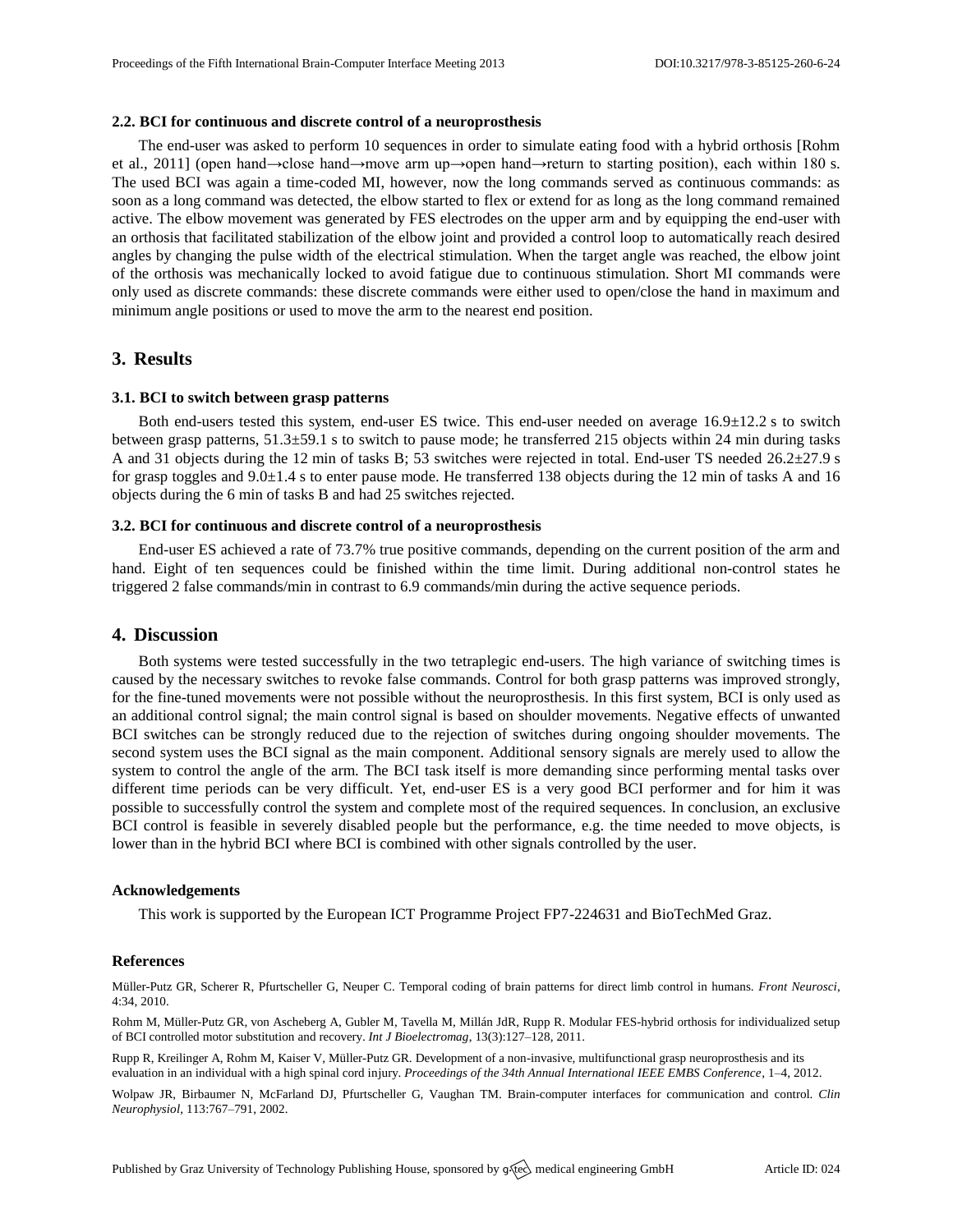### 2.2. BCI for continuous and discrete control of a neuroprosthesis

The end-user was asked to perform 10 sequences in order to simulate eating food with a hybrid orthosis [Rohm et al., 2011] (open hand→close hand→move arm up→open hand→return to starting position), each within 180 s. The used BCI was again a time-coded MI, however, now the long commands served as continuous commands: as soon as a long command was detected, the elbow started to flex or extend for as long as the long command remained active. The elbow movement was generated by FES electrodes on the upper arm and by equipping the end-user with an orthosis that facilitated stabilization of the elbow joint and provided a control loop to automatically reach desired angles by changing the pulse width of the electrical stimulation. When the target angle was reached, the elbow joint of the orthosis was mechanically locked to avoid fatigue due to continuous stimulation. Short MI commands were only used as discrete commands: these discrete commands were either used to open/close the hand in maximum and minimum angle positions or used to move the arm to the nearest end position.

## 3. Results

### 3.1. BCI to switch between grasp patterns

Both end-users tested this system, end-user ES twice. This end-user needed on average 16.9±12.2 s to switch between grasp patterns, 51.3±59.1 s to switch to pause mode; he transferred 215 objects within 24 min during tasks A and 31 objects during the 12 min of tasks B; 53 switches were rejected in total. End-user TS needed 26.2±27.9 s for grasp toggles and 9.0±1.4 s to enter pause mode. He transferred 138 objects during the 12 min of tasks A and 16 objects during the 6 min of tasks B and had 25 switches rejected.

### 3.2. BCI for continuous and discrete control of a neuroprosthesis

End-user ES achieved a rate of 73.7% true positive commands, depending on the current position of the arm and hand. Eight of ten sequences could be finished within the time limit. During additional non-control states he triggered 2 false commands/min in contrast to 6.9 commands/min during the active sequence periods.

## 4. Discussion

Both systems were tested successfully in the two tetraplegic end-users. The high variance of switching times is caused by the necessary switches to revoke false commands. Control for both grasp patterns was improved strongly, for the fine-tuned movements were not possible without the neuroprosthesis. In this first system, BCI is only used as an additional control signal; the main control signal is based on shoulder movements. Negative effects of unwanted BCI switches can be strongly reduced due to the rejection of switches during ongoing shoulder movements. The second system uses the BCI signal as the main component. Additional sensory signals are merely used to allow the system to control the angle of the arm. The BCI task itself is more demanding since performing mental tasks over different time periods can be very difficult. Yet, end-user ES is a very good BCI performer and for him it was possible to successfully control the system and complete most of the required sequences. In conclusion, an exclusive BCI control is feasible in severely disabled people but the performance, e.g. the time needed to move objects, is lower than in the hybrid BCI where BCI is combined with other signals controlled by the user.

### Acknowledgements

This work is supported by the European ICT Programme Project FP7-224631 and BioTechMed Graz.

### References

Müller-Putz GR, Scherer R, Pfurtscheller G, Neuper C. Temporal coding of brain patterns for direct limb control in humans. *Front Neurosci*, 4:34, 2010.

Rohm M, Müller-Putz GR, von Ascheberg A, Gubler M, Tavella M, Millán JdR, Rupp R. Modular FES-hybrid orthosis for individualized setup of BCI controlled motor substitution and recovery. *Int J Bioelectromag*, 13(3):127–128, 2011.

Rupp R, Kreilinger A, Rohm M, Kaiser V, Müller-Putz GR. Development of a non-invasive, multifunctional grasp neuroprosthesis and its evaluation in an individual with a high spinal cord injury. *Proceedings of the 34th Annual International IEEE EMBS Conference*, 1–4, 2012.

Wolpaw JR, Birbaumer N, McFarland DJ, Pfurtscheller G, Vaughan TM. Brain-computer interfaces for communication and control. *Clin Neurophysiol*, 113:767–791, 2002.